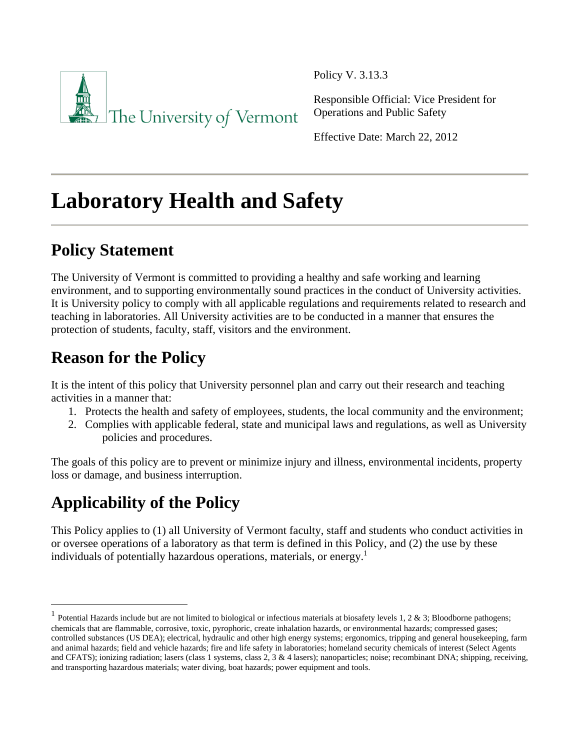The University of Vermont

Policy V. 3.13.3

Responsible Official: Vice President for Operations and Public Safety

Effective Date: March 22, 2012

# Laboratory Health and Safety

## Policy Statement

The University of Vermont is committed to providing a healthy and safe working and learning environment, and to supporting environmentally sound practices in the conduct of University activities. It is University policy to comply with all applicable regulations and requirements related to research and teaching in laboratories. All University activities are to be conducted in a manner that ensures the protection of students, faculty, staff, visitors and the environment.

## Reason for the Policy

It is the intent of this policy that University personnel plan and carry out their research and teaching activities in a manner that:

1. Protects the health and safety of employees, students, the local community and the environment;
2. Complies with applicable federal, state and municipal laws and regulations, as well as University policies and procedures.

The goals of this policy are to prevent or minimize injury and illness, environmental incidents, property loss or damage, and business interruption.

## Applicability of the Policy

This Policy applies to (1) all University of Vermont faculty, staff and students who conduct activities in or oversee operations of a laboratory as that term is defined in this Policy, and (2) the use by these individuals of potentially hazardous operations, materials, or energy.[1]

---

[1] Potential Hazards include but are not limited to biological or infectious materials at biosafety levels 1, 2 & 3; Bloodborne pathogens; chemicals that are flammable, corrosive, toxic, pyrophoric, create inhalation hazards, or environmental hazards; compressed gases; controlled substances (US DEA); electrical, hydraulic and other high energy systems; ergonomics, tripping and general housekeeping, farm and animal hazards; field and vehicle hazards; fire and life safety in laboratories; homeland security chemicals of interest (Select Agents and CFATS); ionizing radiation; lasers (class 1 systems, class 2, 3 & 4 lasers); nanoparticles; noise; recombinant DNA; shipping, receiving, and transporting hazardous materials; water diving, boat hazards; power equipment and tools.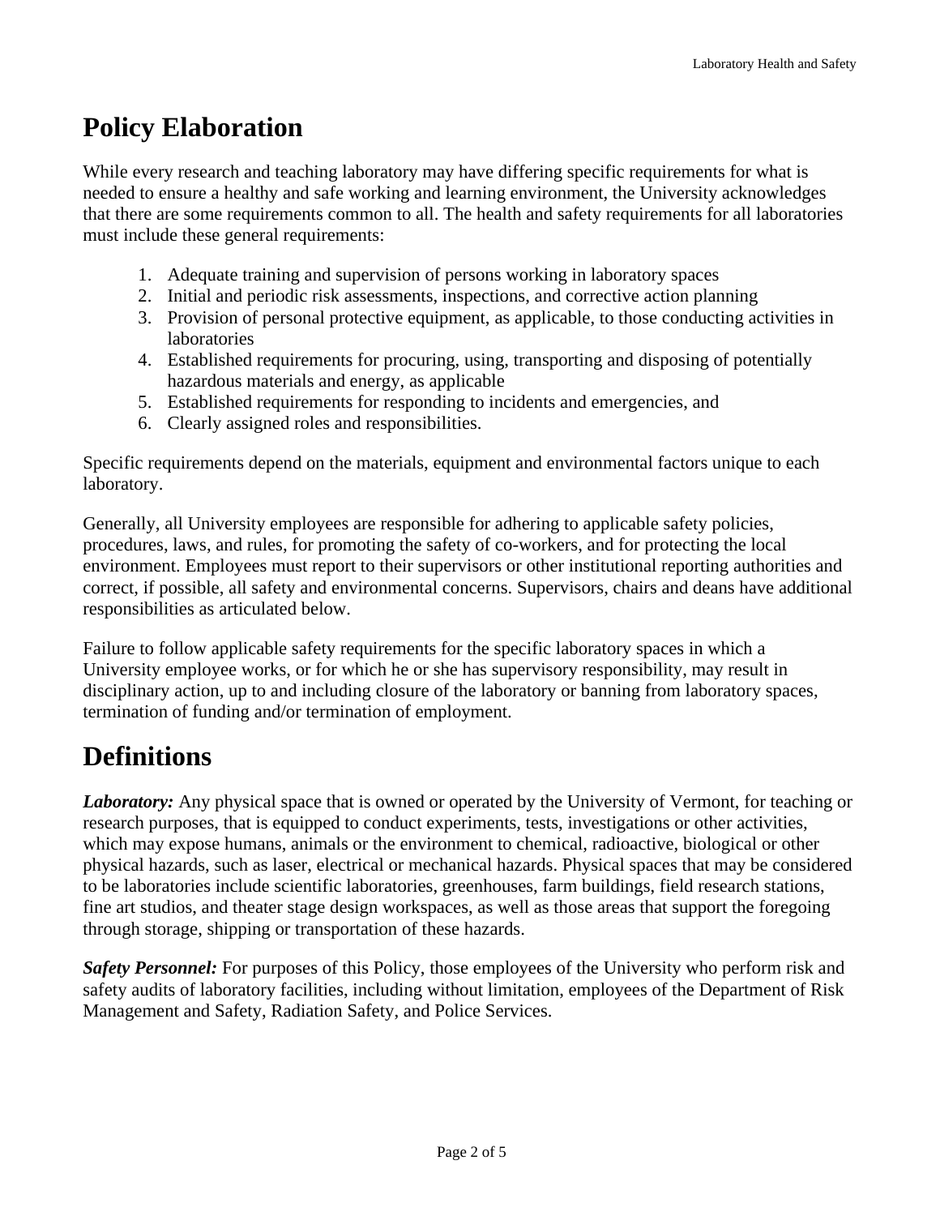# Policy Elaboration

While every research and teaching laboratory may have differing specific requirements for what is needed to ensure a healthy and safe working and learning environment, the University acknowledges that there are some requirements common to all. The health and safety requirements for all laboratories must include these general requirements:

1. Adequate training and supervision of persons working in laboratory spaces
2. Initial and periodic risk assessments, inspections, and corrective action planning
3. Provision of personal protective equipment, as applicable, to those conducting activities in laboratories
4. Established requirements for procuring, using, transporting and disposing of potentially hazardous materials and energy, as applicable
5. Established requirements for responding to incidents and emergencies, and
6. Clearly assigned roles and responsibilities.

Specific requirements depend on the materials, equipment and environmental factors unique to each laboratory.

Generally, all University employees are responsible for adhering to applicable safety policies, procedures, laws, and rules, for promoting the safety of co-workers, and for protecting the local environment. Employees must report to their supervisors or other institutional reporting authorities and correct, if possible, all safety and environmental concerns. Supervisors, chairs and deans have additional responsibilities as articulated below.

Failure to follow applicable safety requirements for the specific laboratory spaces in which a University employee works, or for which he or she has supervisory responsibility, may result in disciplinary action, up to and including closure of the laboratory or banning from laboratory spaces, termination of funding and/or termination of employment.

# Definitions

***Laboratory:*** Any physical space that is owned or operated by the University of Vermont, for teaching or research purposes, that is equipped to conduct experiments, tests, investigations or other activities, which may expose humans, animals or the environment to chemical, radioactive, biological or other physical hazards, such as laser, electrical or mechanical hazards. Physical spaces that may be considered to be laboratories include scientific laboratories, greenhouses, farm buildings, field research stations, fine art studios, and theater stage design workspaces, as well as those areas that support the foregoing through storage, shipping or transportation of these hazards.

***Safety Personnel:*** For purposes of this Policy, those employees of the University who perform risk and safety audits of laboratory facilities, including without limitation, employees of the Department of Risk Management and Safety, Radiation Safety, and Police Services.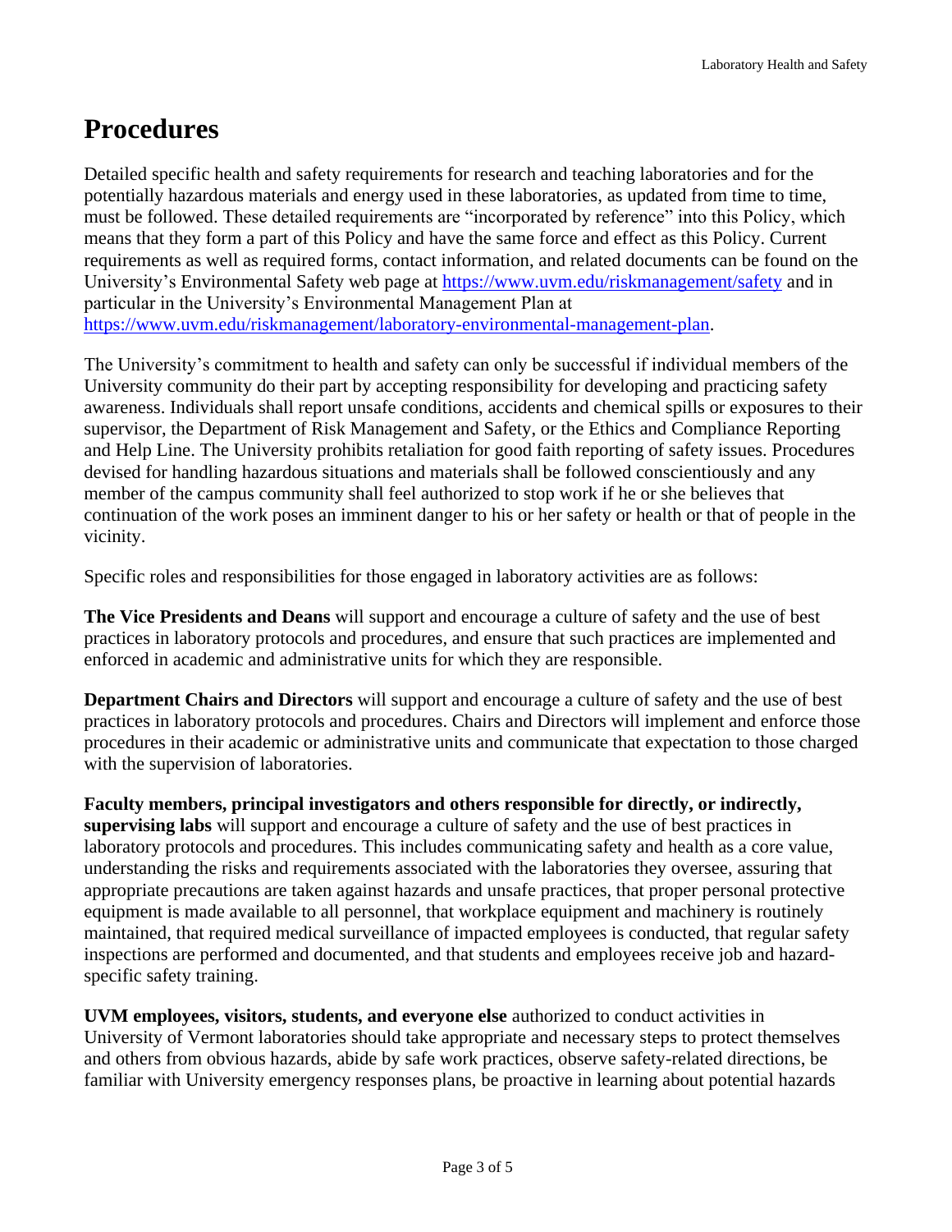# Procedures

Detailed specific health and safety requirements for research and teaching laboratories and for the potentially hazardous materials and energy used in these laboratories, as updated from time to time, must be followed. These detailed requirements are "incorporated by reference" into this Policy, which means that they form a part of this Policy and have the same force and effect as this Policy. Current requirements as well as required forms, contact information, and related documents can be found on the University's Environmental Safety web page at [https://www.uvm.edu/riskmanagement/safety](https://www.uvm.edu/riskmanagement/safety) and in particular in the University's Environmental Management Plan at [https://www.uvm.edu/riskmanagement/laboratory-environmental-management-plan](https://www.uvm.edu/riskmanagement/laboratory-environmental-management-plan).

The University's commitment to health and safety can only be successful if individual members of the University community do their part by accepting responsibility for developing and practicing safety awareness. Individuals shall report unsafe conditions, accidents and chemical spills or exposures to their supervisor, the Department of Risk Management and Safety, or the Ethics and Compliance Reporting and Help Line. The University prohibits retaliation for good faith reporting of safety issues. Procedures devised for handling hazardous situations and materials shall be followed conscientiously and any member of the campus community shall feel authorized to stop work if he or she believes that continuation of the work poses an imminent danger to his or her safety or health or that of people in the vicinity.

Specific roles and responsibilities for those engaged in laboratory activities are as follows:

**The Vice Presidents and Deans** will support and encourage a culture of safety and the use of best practices in laboratory protocols and procedures, and ensure that such practices are implemented and enforced in academic and administrative units for which they are responsible.

**Department Chairs and Directors** will support and encourage a culture of safety and the use of best practices in laboratory protocols and procedures. Chairs and Directors will implement and enforce those procedures in their academic or administrative units and communicate that expectation to those charged with the supervision of laboratories.

**Faculty members, principal investigators and others responsible for directly, or indirectly, supervising labs** will support and encourage a culture of safety and the use of best practices in laboratory protocols and procedures. This includes communicating safety and health as a core value, understanding the risks and requirements associated with the laboratories they oversee, assuring that appropriate precautions are taken against hazards and unsafe practices, that proper personal protective equipment is made available to all personnel, that workplace equipment and machinery is routinely maintained, that required medical surveillance of impacted employees is conducted, that regular safety inspections are performed and documented, and that students and employees receive job and hazard-specific safety training.

**UVM employees, visitors, students, and everyone else** authorized to conduct activities in University of Vermont laboratories should take appropriate and necessary steps to protect themselves and others from obvious hazards, abide by safe work practices, observe safety-related directions, be familiar with University emergency responses plans, be proactive in learning about potential hazards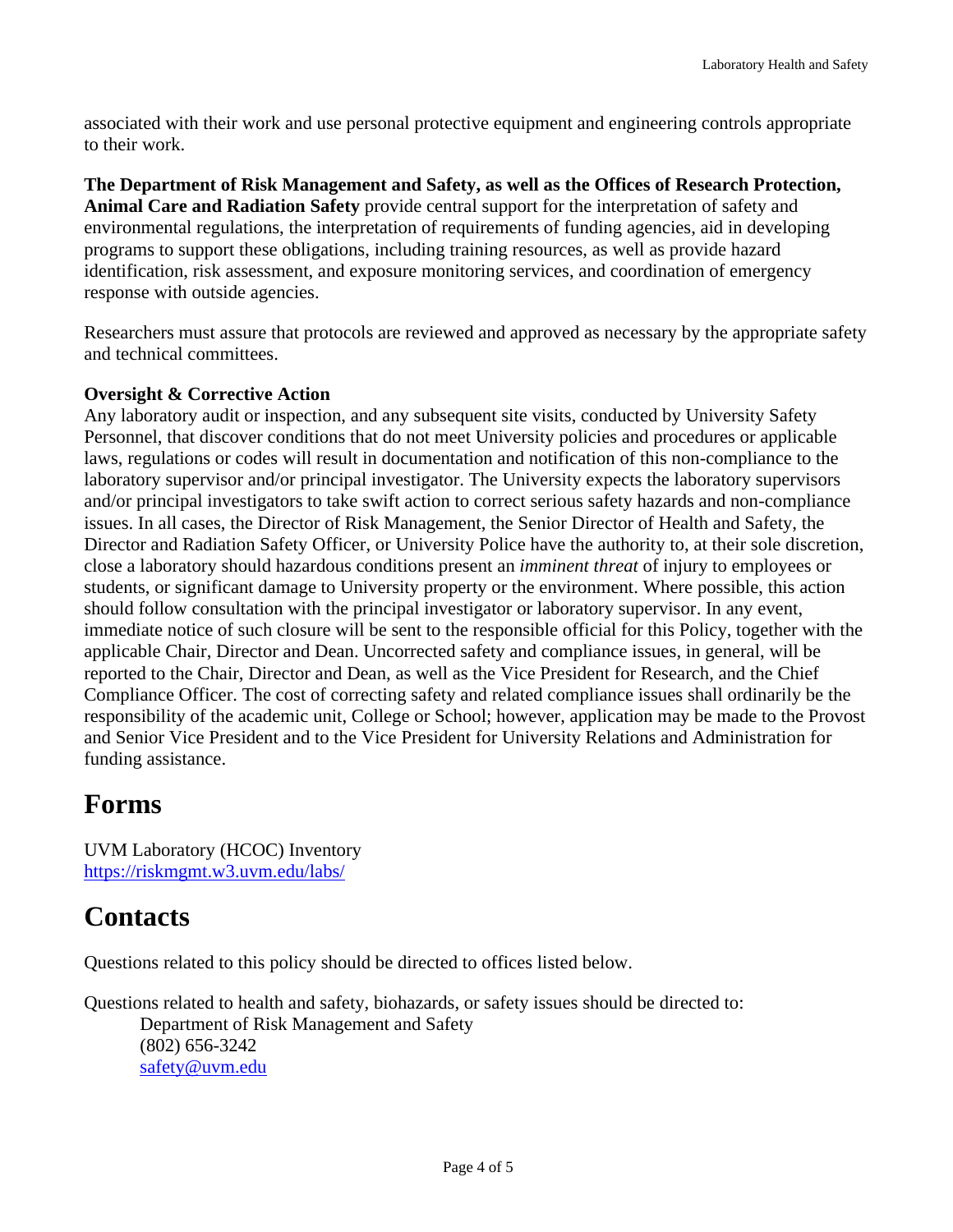associated with their work and use personal protective equipment and engineering controls appropriate to their work.

**The Department of Risk Management and Safety, as well as the Offices of Research Protection, Animal Care and Radiation Safety** provide central support for the interpretation of safety and environmental regulations, the interpretation of requirements of funding agencies, aid in developing programs to support these obligations, including training resources, as well as provide hazard identification, risk assessment, and exposure monitoring services, and coordination of emergency response with outside agencies.

Researchers must assure that protocols are reviewed and approved as necessary by the appropriate safety and technical committees.

**Oversight & Corrective Action**

Any laboratory audit or inspection, and any subsequent site visits, conducted by University Safety Personnel, that discover conditions that do not meet University policies and procedures or applicable laws, regulations or codes will result in documentation and notification of this non-compliance to the laboratory supervisor and/or principal investigator. The University expects the laboratory supervisors and/or principal investigators to take swift action to correct serious safety hazards and non-compliance issues. In all cases, the Director of Risk Management, the Senior Director of Health and Safety, the Director and Radiation Safety Officer, or University Police have the authority to, at their sole discretion, close a laboratory should hazardous conditions present an *imminent threat* of injury to employees or students, or significant damage to University property or the environment. Where possible, this action should follow consultation with the principal investigator or laboratory supervisor. In any event, immediate notice of such closure will be sent to the responsible official for this Policy, together with the applicable Chair, Director and Dean. Uncorrected safety and compliance issues, in general, will be reported to the Chair, Director and Dean, as well as the Vice President for Research, and the Chief Compliance Officer. The cost of correcting safety and related compliance issues shall ordinarily be the responsibility of the academic unit, College or School; however, application may be made to the Provost and Senior Vice President and to the Vice President for University Relations and Administration for funding assistance.

# Forms

UVM Laboratory (HCOC) Inventory
[https://riskmgmt.w3.uvm.edu/labs/](https://riskmgmt.w3.uvm.edu/labs/)

# Contacts

Questions related to this policy should be directed to offices listed below.

Questions related to health and safety, biohazards, or safety issues should be directed to:

Department of Risk Management and Safety
(802) 656-3242
[safety@uvm.edu](mailto:safety@uvm.edu)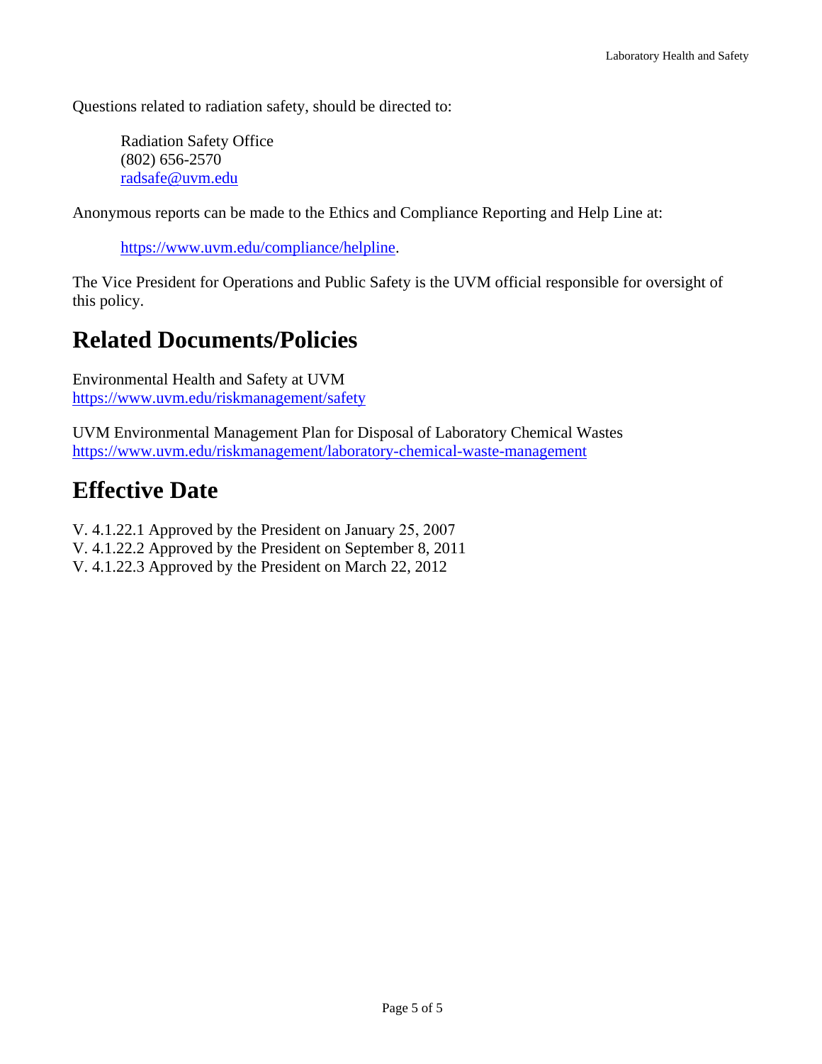Questions related to radiation safety, should be directed to:

Radiation Safety Office
(802) 656-2570
radsafe@uvm.edu

Anonymous reports can be made to the Ethics and Compliance Reporting and Help Line at:

https://www.uvm.edu/compliance/helpline.

The Vice President for Operations and Public Safety is the UVM official responsible for oversight of this policy.

## Related Documents/Policies

Environmental Health and Safety at UVM
https://www.uvm.edu/riskmanagement/safety

UVM Environmental Management Plan for Disposal of Laboratory Chemical Wastes
https://www.uvm.edu/riskmanagement/laboratory-chemical-waste-management

## Effective Date

V. 4.1.22.1 Approved by the President on January 25, 2007
V. 4.1.22.2 Approved by the President on September 8, 2011
V. 4.1.22.3 Approved by the President on March 22, 2012